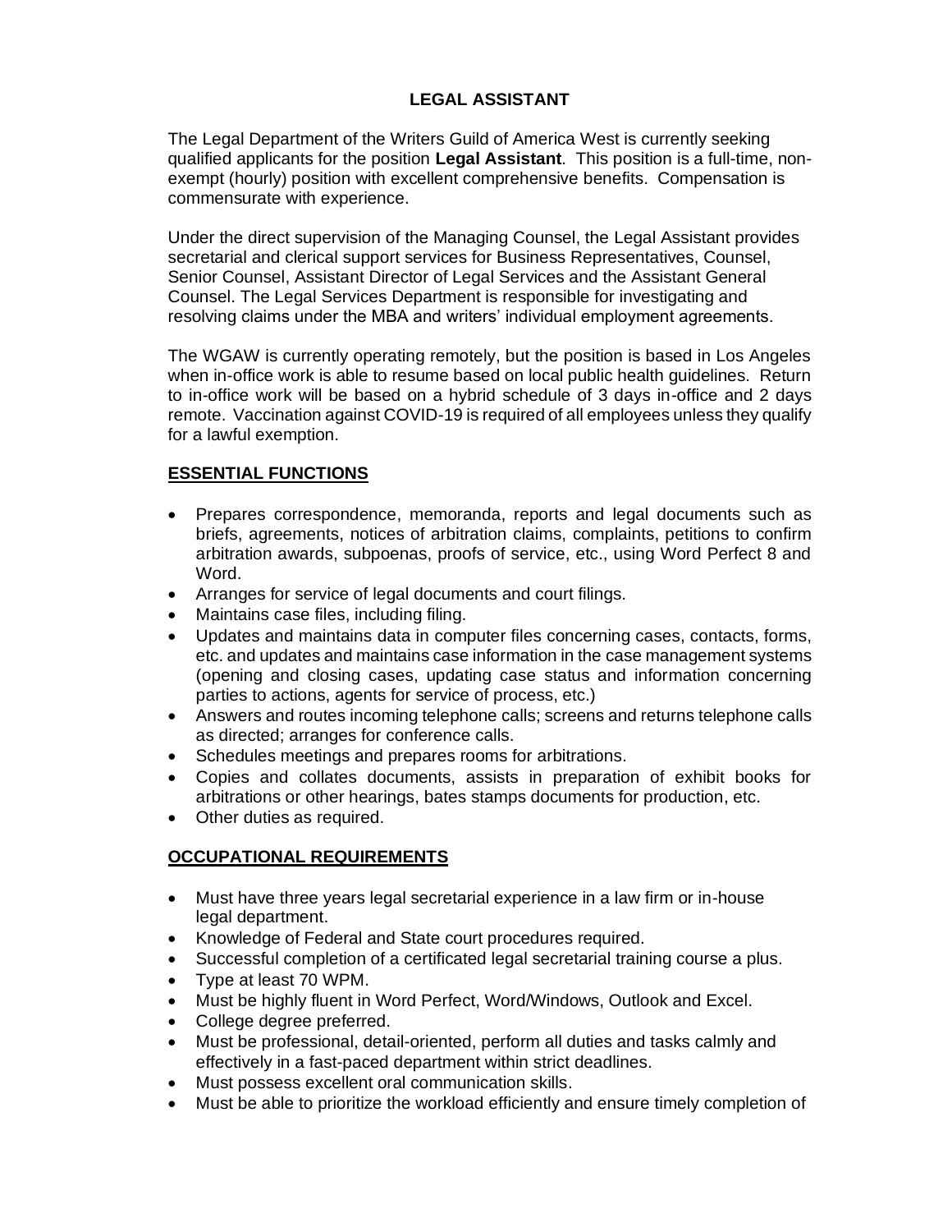# LEGAL ASSISTANT

The Legal Department of the Writers Guild of America West is currently seeking qualified applicants for the position **Legal Assistant**. This position is a full-time, non-exempt (hourly) position with excellent comprehensive benefits. Compensation is commensurate with experience.

Under the direct supervision of the Managing Counsel, the Legal Assistant provides secretarial and clerical support services for Business Representatives, Counsel, Senior Counsel, Assistant Director of Legal Services and the Assistant General Counsel. The Legal Services Department is responsible for investigating and resolving claims under the MBA and writers' individual employment agreements.

The WGAW is currently operating remotely, but the position is based in Los Angeles when in-office work is able to resume based on local public health guidelines. Return to in-office work will be based on a hybrid schedule of 3 days in-office and 2 days remote. Vaccination against COVID-19 is required of all employees unless they qualify for a lawful exemption.

## ESSENTIAL FUNCTIONS

- Prepares correspondence, memoranda, reports and legal documents such as briefs, agreements, notices of arbitration claims, complaints, petitions to confirm arbitration awards, subpoenas, proofs of service, etc., using Word Perfect 8 and Word.
- Arranges for service of legal documents and court filings.
- Maintains case files, including filing.
- Updates and maintains data in computer files concerning cases, contacts, forms, etc. and updates and maintains case information in the case management systems (opening and closing cases, updating case status and information concerning parties to actions, agents for service of process, etc.)
- Answers and routes incoming telephone calls; screens and returns telephone calls as directed; arranges for conference calls.
- Schedules meetings and prepares rooms for arbitrations.
- Copies and collates documents, assists in preparation of exhibit books for arbitrations or other hearings, bates stamps documents for production, etc.
- Other duties as required.

## OCCUPATIONAL REQUIREMENTS

- Must have three years legal secretarial experience in a law firm or in-house legal department.
- Knowledge of Federal and State court procedures required.
- Successful completion of a certificated legal secretarial training course a plus.
- Type at least 70 WPM.
- Must be highly fluent in Word Perfect, Word/Windows, Outlook and Excel.
- College degree preferred.
- Must be professional, detail-oriented, perform all duties and tasks calmly and effectively in a fast-paced department within strict deadlines.
- Must possess excellent oral communication skills.
- Must be able to prioritize the workload efficiently and ensure timely completion of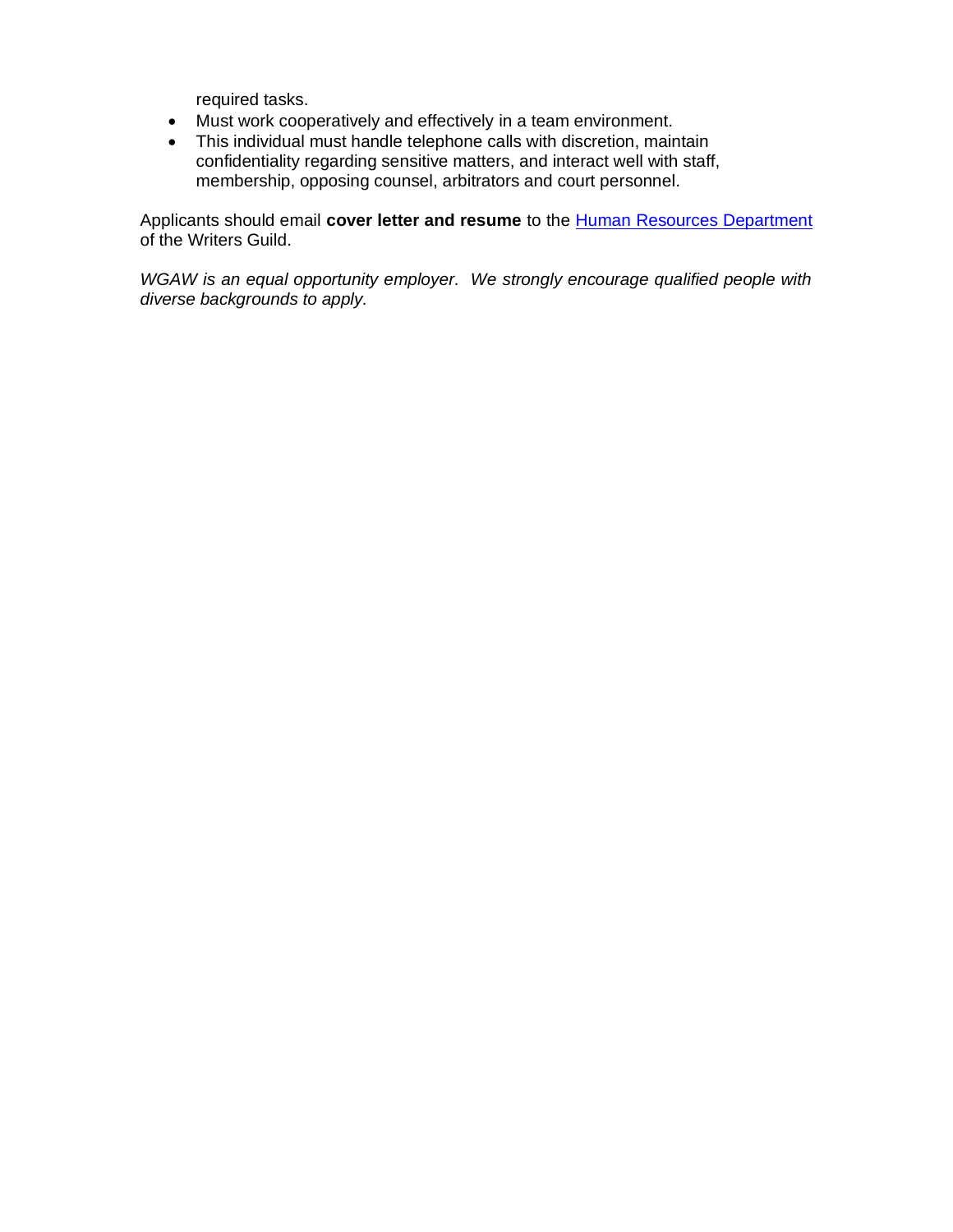required tasks.

- Must work cooperatively and effectively in a team environment.
- This individual must handle telephone calls with discretion, maintain confidentiality regarding sensitive matters, and interact well with staff, membership, opposing counsel, arbitrators and court personnel.

Applicants should email **cover letter and resume** to the Human Resources Department of the Writers Guild.

*WGAW is an equal opportunity employer. We strongly encourage qualified people with diverse backgrounds to apply.*